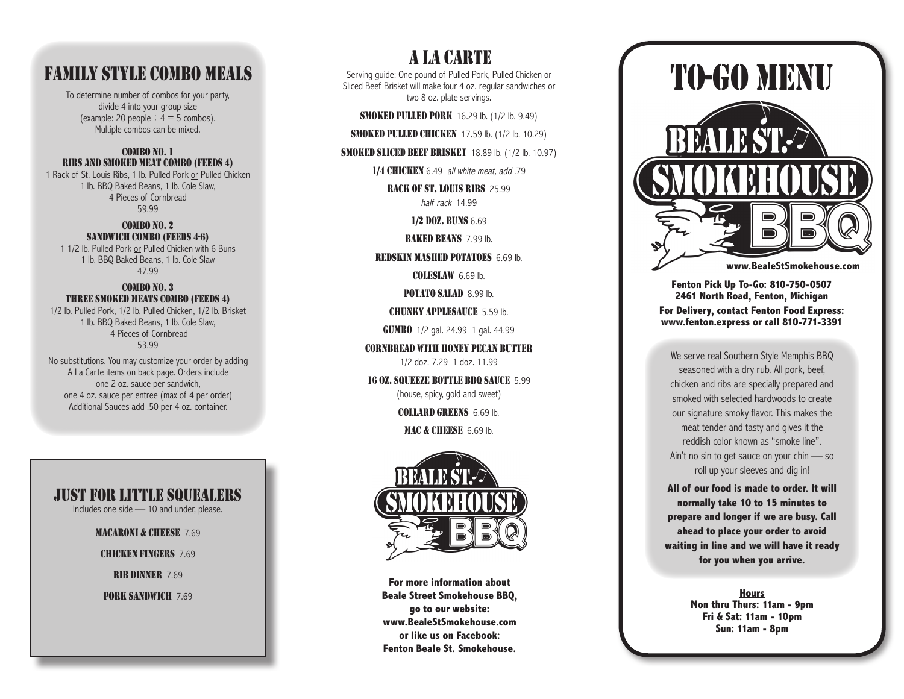# FAMILY STYLE COMBO MEALS

To determine number of combos for your party, divide 4 into your group size (example: 20 people ÷ 4 = 5 combos). Multiple combos can be mixed.

### COMBO NO. 1
### RIBS AND SMOKED MEAT COMBO (FEEDS 4)

1 Rack of St. Louis Ribs, 1 lb. Pulled Pork or Pulled Chicken
1 lb. BBQ Baked Beans, 1 lb. Cole Slaw,
4 Pieces of Cornbread
59.99

### COMBO NO. 2
### SANDWICH COMBO (FEEDS 4-6)

1 1/2 lb. Pulled Pork or Pulled Chicken with 6 Buns
1 lb. BBQ Baked Beans, 1 lb. Cole Slaw
47.99

### COMBO NO. 3
### THREE SMOKED MEATS COMBO (FEEDS 4)

1/2 lb. Pulled Pork, 1/2 lb. Pulled Chicken, 1/2 lb. Brisket
1 lb. BBQ Baked Beans, 1 lb. Cole Slaw,
4 Pieces of Cornbread
53.99

No substitutions. You may customize your order by adding A La Carte items on back page. Orders include one 2 oz. sauce per sandwich, one 4 oz. sauce per entree (max of 4 per order) Additional Sauces add .50 per 4 oz. container.

# JUST FOR LITTLE SQUEALERS

Includes one side — 10 and under, please.

**MACARONI & CHEESE** 7.69

**CHICKEN FINGERS** 7.69

**RIB DINNER** 7.69

**PORK SANDWICH** 7.69

# A LA CARTE

Serving guide: One pound of Pulled Pork, Pulled Chicken or Sliced Beef Brisket will make four 4 oz. regular sandwiches or two 8 oz. plate servings.

**SMOKED PULLED PORK** 16.29 lb. (1/2 lb. 9.49)

**SMOKED PULLED CHICKEN** 17.59 lb. (1/2 lb. 10.29)

**SMOKED SLICED BEEF BRISKET** 18.89 lb. (1/2 lb. 10.97)

**1/4 CHICKEN** 6.49 *all white meat, add .79*

**RACK OF ST. LOUIS RIBS** 25.99
*half rack* 14.99

**1/2 DOZ. BUNS** 6.69

**BAKED BEANS** 7.99 lb.

**REDSKIN MASHED POTATOES** 6.69 lb.

**COLESLAW** 6.69 lb.

**POTATO SALAD** 8.99 lb.

**CHUNKY APPLESAUCE** 5.59 lb.

**GUMBO** 1/2 gal. 24.99 1 gal. 44.99

**CORNBREAD WITH HONEY PECAN BUTTER**
1/2 doz. 7.29 1 doz. 11.99

**16 OZ. SQUEEZE BOTTLE BBQ SAUCE** 5.99
(house, spicy, gold and sweet)

**COLLARD GREENS** 6.69 lb.

**MAC & CHEESE** 6.69 lb.

BEALE ST. SMOKEHOUSE BBQ

**For more information about Beale Street Smokehouse BBQ, go to our website: www.BealeStSmokehouse.com or like us on Facebook: Fenton Beale St. Smokehouse.**

# TO-GO MENU

BEALE ST. SMOKEHOUSE BBQ

**www.BealeStSmokehouse.com**

**Fenton Pick Up To-Go: 810-750-0507**
**2461 North Road, Fenton, Michigan**
**For Delivery, contact Fenton Food Express: www.fenton.express or call 810-771-3391**

We serve real Southern Style Memphis BBQ seasoned with a dry rub. All pork, beef, chicken and ribs are specially prepared and smoked with selected hardwoods to create our signature smoky flavor. This makes the meat tender and tasty and gives it the reddish color known as "smoke line". Ain't no sin to get sauce on your chin — so roll up your sleeves and dig in!

**All of our food is made to order. It will normally take 10 to 15 minutes to prepare and longer if we are busy. Call ahead to place your order to avoid waiting in line and we will have it ready for you when you arrive.**

**Hours**
**Mon thru Thurs: 11am - 9pm**
**Fri & Sat: 11am - 10pm**
**Sun: 11am - 8pm**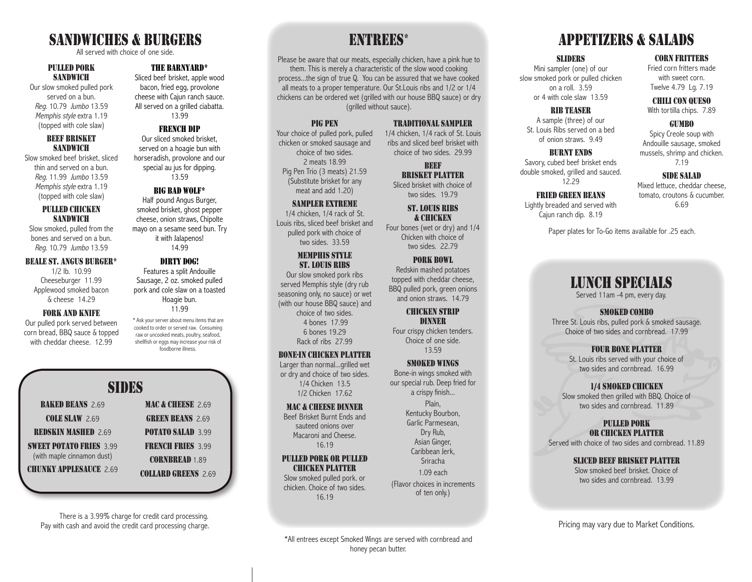# SANDWICHES & BURGERS

All served with choice of one side.

### PULLED PORK SANDWICH

Our slow smoked pulled pork served on a bun.
*Reg.* 10.79 *Jumbo* 13.59
*Memphis style* extra 1.19
(topped with cole slaw)

### BEEF BRISKET SANDWICH

Slow smoked beef brisket, sliced thin and served on a bun.
*Reg.* 11.99 *Jumbo* 13.59
*Memphis style* extra 1.19
(topped with cole slaw)

### PULLED CHICKEN SANDWICH

Slow smoked, pulled from the bones and served on a bun.
*Reg.* 10.79 *Jumbo* 13.59

### BEALE ST. ANGUS BURGER*

1/2 lb. 10.99
Cheeseburger 11.99
Applewood smoked bacon & cheese 14.29

### FORK AND KNIFE

Our pulled pork served between corn bread, BBQ sauce & topped with cheddar cheese. 12.99

### THE BARNYARD*

Sliced beef brisket, apple wood bacon, fried egg, provolone cheese with Cajun ranch sauce. All served on a grilled ciabatta. 13.99

### FRENCH DIP

Our sliced smoked brisket, served on a hoagie bun with horseradish, provolone and our special au jus for dipping. 13.59

### BIG BAD WOLF*

Half pound Angus Burger, smoked brisket, ghost pepper cheese, onion straws, Chipolte mayo on a sesame seed bun. Try it with Jalapenos! 14.99

### DIRTY DOG!

Features a split Andouille Sausage, 2 oz. smoked pulled pork and cole slaw on a toasted Hoagie bun. 11.99

\* Ask your server about menu items that are cooked to order or served raw. Consuming raw or uncooked meats, poultry, seafood, shellfish or eggs may increase your risk of foodborne illness.

# SIDES

- BAKED BEANS 2.69
- COLE SLAW 2.69
- REDSKIN MASHED 2.69
- SWEET POTATO FRIES 3.99 (with maple cinnamon dust)
- CHUNKY APPLESAUCE 2.69
- MAC & CHEESE 2.69
- GREEN BEANS 2.69
- POTATO SALAD 3.99
- FRENCH FRIES 3.99
- CORNBREAD 1.89
- COLLARD GREENS 2.69

There is a 3.99% charge for credit card processing. Pay with cash and avoid the credit card processing charge.

# ENTREES*

Please be aware that our meats, especially chicken, have a pink hue to them. This is merely a characteristic of the slow wood cooking process...the sign of true Q. You can be assured that we have cooked all meats to a proper temperature. Our St.Louis ribs and 1/2 or 1/4 chickens can be ordered wet (grilled with our house BBQ sauce) or dry (grilled without sauce).

### PIG PEN

Your choice of pulled pork, pulled chicken or smoked sausage and choice of two sides.
2 meats 18.99
Pig Pen Trio (3 meats) 21.59
(Substitute brisket for any meat and add 1.20)

### SAMPLER EXTREME

1/4 chicken, 1/4 rack of St. Louis ribs, sliced beef brisket and pulled pork with choice of two sides. 33.59

### MEMPHIS STYLE ST. LOUIS RIBS

Our slow smoked pork ribs served Memphis style (dry rub seasoning only, no sauce) or wet (with our house BBQ sauce) and choice of two sides.
4 bones 17.99
6 bones 19.29
Rack of ribs 27.99

### BONE-IN CHICKEN PLATTER

Larger than normal...grilled wet or dry and choice of two sides.
1/4 Chicken 13.5
1/2 Chicken 17.62

### MAC & CHEESE DINNER

Beef Brisket Burnt Ends and sauteed onions over Macaroni and Cheese. 16.19

### PULLED PORK OR PULLED CHICKEN PLATTER

Slow smoked pulled pork. or chicken. Choice of two sides. 16.19

### TRADITIONAL SAMPLER

1/4 chicken, 1/4 rack of St. Louis ribs and sliced beef brisket with choice of two sides. 29.99

### BEEF BRISKET PLATTER

Sliced brisket with choice of two sides. 19.79

### ST. LOUIS RIBS & CHICKEN

Four bones (wet or dry) and 1/4 Chicken with choice of two sides. 22.79

### PORK BOWL

Redskin mashed potatoes topped with cheddar cheese, BBQ pulled pork, green onions and onion straws. 14.79

### CHICKEN STRIP DINNER

Four crispy chicken tenders. Choice of one side. 13.59

### SMOKED WINGS

Bone-in wings smoked with our special rub. Deep fried for a crispy finish...

Plain,
Kentucky Bourbon,
Garlic Parmesean,
Dry Rub,
Asian Ginger,
Caribbean Jerk,
Sriracha

1.09 each

(Flavor choices in increments of ten only.)

\*All entrees except Smoked Wings are served with cornbread and honey pecan butter.

# APPETIZERS & SALADS

### SLIDERS

Mini sampler (one) of our slow smoked pork or pulled chicken on a roll. 3.59
or 4 with cole slaw 13.59

### RIB TEASER

A sample (three) of our St. Louis Ribs served on a bed of onion straws. 9.49

### BURNT ENDS

Savory, cubed beef brisket ends double smoked, grilled and sauced. 12.29

### FRIED GREEN BEANS

Lightly breaded and served with Cajun ranch dip. 8.19

### CORN FRITTERS

Fried corn fritters made with sweet corn.
Twelve 4.79 Lg. 7.19

### CHILI CON QUESO

With tortilla chips. 7.89

### GUMBO

Spicy Creole soup with Andouille sausage, smoked mussels, shrimp and chicken. 7.19

### SIDE SALAD

Mixed lettuce, cheddar cheese, tomato, croutons & cucumber. 6.69

Paper plates for To-Go items available for .25 each.

# LUNCH SPECIALS

Served 11am -4 pm, every day.

### SMOKED COMBO

Three St. Louis ribs, pulled pork & smoked sausage. Choice of two sides and cornbread. 17.99

### FOUR BONE PLATTER

St. Louis ribs served with your choice of two sides and cornbread. 16.99

### 1/4 SMOKED CHICKEN

Slow smoked then grilled with BBQ. Choice of two sides and cornbread. 11.89

### PULLED PORK OR CHICKEN PLATTER

Served with choice of two sides and cornbread. 11.89

### SLICED BEEF BRISKET PLATTER

Slow smoked beef brisket. Choice of two sides and cornbread. 13.99

Pricing may vary due to Market Conditions.